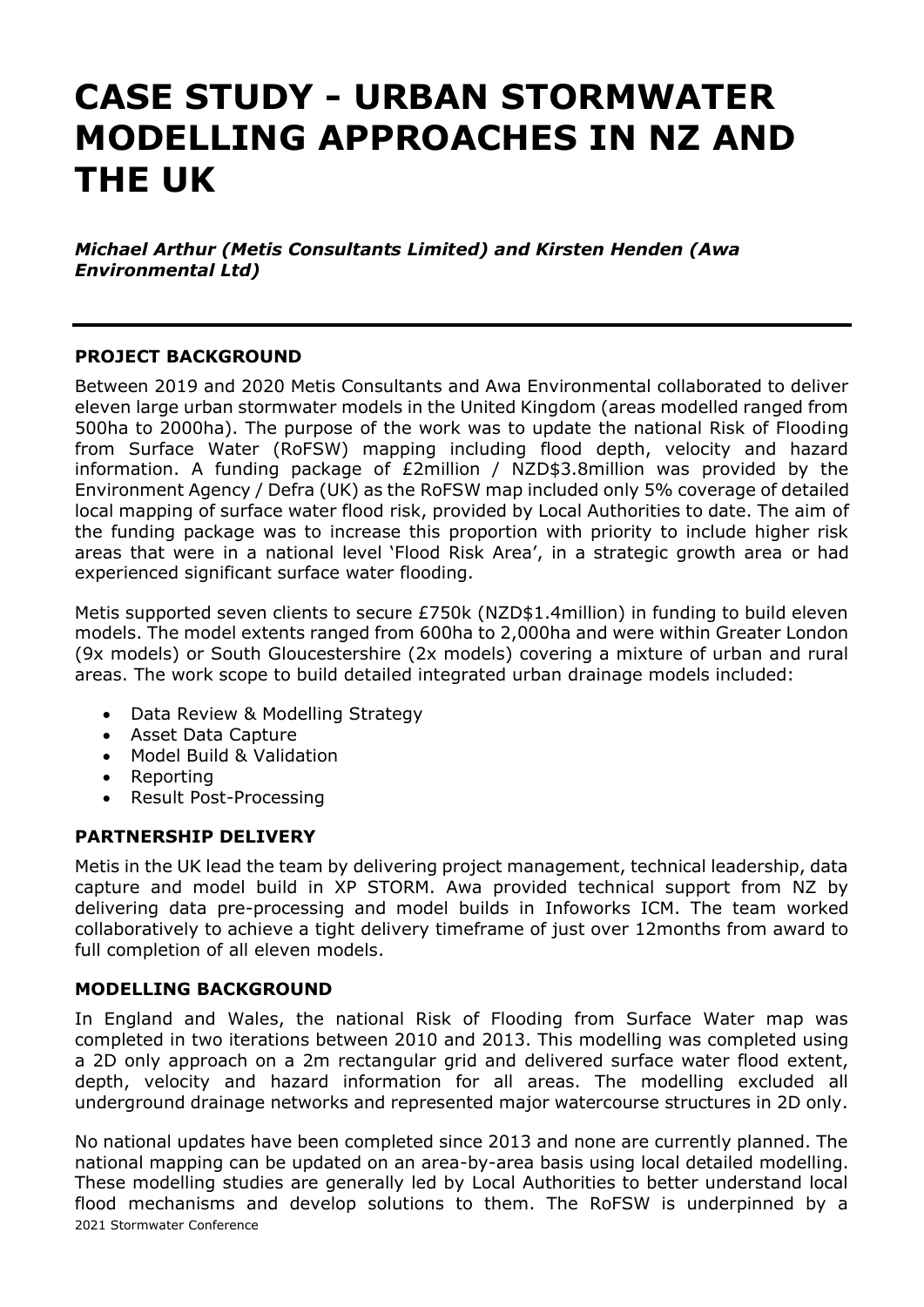# CASE STUDY - URBAN STORMWATER MODELLING APPROACHES IN NZ AND THE UK

***Michael Arthur (Metis Consultants Limited) and Kirsten Henden (Awa Environmental Ltd)***

---

## PROJECT BACKGROUND

Between 2019 and 2020 Metis Consultants and Awa Environmental collaborated to deliver eleven large urban stormwater models in the United Kingdom (areas modelled ranged from 500ha to 2000ha). The purpose of the work was to update the national Risk of Flooding from Surface Water (RoFSW) mapping including flood depth, velocity and hazard information. A funding package of £2million / NZD$3.8million was provided by the Environment Agency / Defra (UK) as the RoFSW map included only 5% coverage of detailed local mapping of surface water flood risk, provided by Local Authorities to date. The aim of the funding package was to increase this proportion with priority to include higher risk areas that were in a national level 'Flood Risk Area', in a strategic growth area or had experienced significant surface water flooding.

Metis supported seven clients to secure £750k (NZD$1.4million) in funding to build eleven models. The model extents ranged from 600ha to 2,000ha and were within Greater London (9x models) or South Gloucestershire (2x models) covering a mixture of urban and rural areas. The work scope to build detailed integrated urban drainage models included:

- Data Review & Modelling Strategy
- Asset Data Capture
- Model Build & Validation
- Reporting
- Result Post-Processing

## PARTNERSHIP DELIVERY

Metis in the UK lead the team by delivering project management, technical leadership, data capture and model build in XP STORM. Awa provided technical support from NZ by delivering data pre-processing and model builds in Infoworks ICM. The team worked collaboratively to achieve a tight delivery timeframe of just over 12months from award to full completion of all eleven models.

## MODELLING BACKGROUND

In England and Wales, the national Risk of Flooding from Surface Water map was completed in two iterations between 2010 and 2013. This modelling was completed using a 2D only approach on a 2m rectangular grid and delivered surface water flood extent, depth, velocity and hazard information for all areas. The modelling excluded all underground drainage networks and represented major watercourse structures in 2D only.

No national updates have been completed since 2013 and none are currently planned. The national mapping can be updated on an area-by-area basis using local detailed modelling. These modelling studies are generally led by Local Authorities to better understand local flood mechanisms and develop solutions to them. The RoFSW is underpinned by a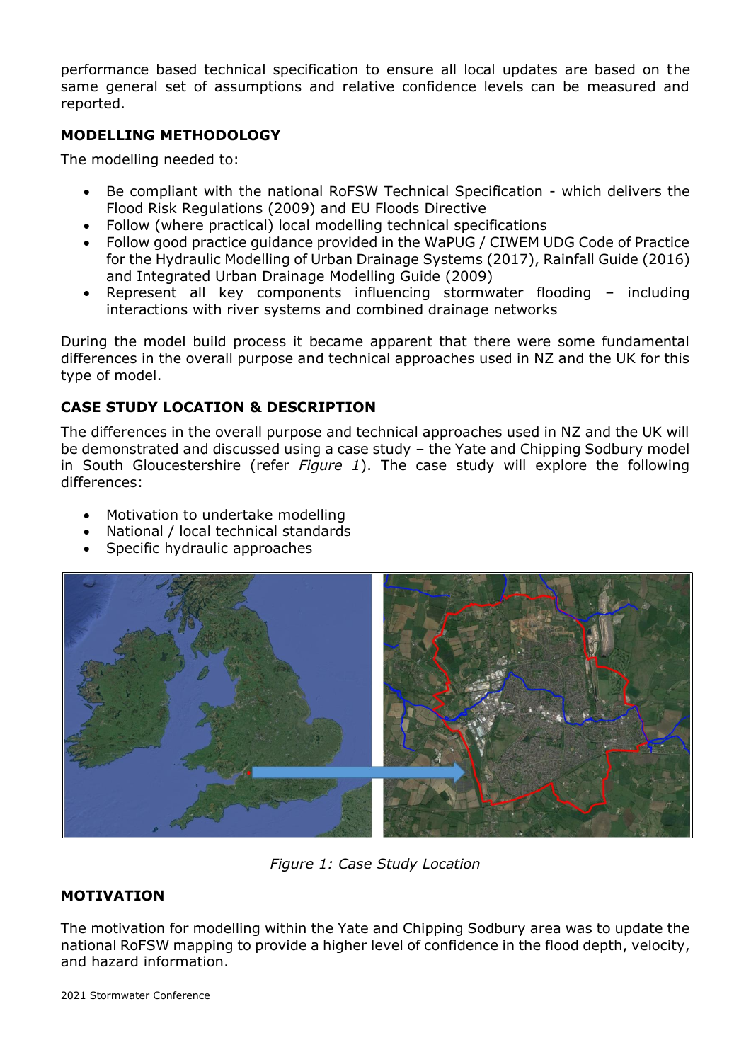performance based technical specification to ensure all local updates are based on the same general set of assumptions and relative confidence levels can be measured and reported.

### MODELLING METHODOLOGY

The modelling needed to:

- Be compliant with the national RoFSW Technical Specification - which delivers the Flood Risk Regulations (2009) and EU Floods Directive
- Follow (where practical) local modelling technical specifications
- Follow good practice guidance provided in the WaPUG / CIWEM UDG Code of Practice for the Hydraulic Modelling of Urban Drainage Systems (2017), Rainfall Guide (2016) and Integrated Urban Drainage Modelling Guide (2009)
- Represent all key components influencing stormwater flooding – including interactions with river systems and combined drainage networks

During the model build process it became apparent that there were some fundamental differences in the overall purpose and technical approaches used in NZ and the UK for this type of model.

### CASE STUDY LOCATION & DESCRIPTION

The differences in the overall purpose and technical approaches used in NZ and the UK will be demonstrated and discussed using a case study – the Yate and Chipping Sodbury model in South Gloucestershire (refer *Figure 1*). The case study will explore the following differences:

- Motivation to undertake modelling
- National / local technical standards
- Specific hydraulic approaches

*Figure 1: Case Study Location*

### MOTIVATION

The motivation for modelling within the Yate and Chipping Sodbury area was to update the national RoFSW mapping to provide a higher level of confidence in the flood depth, velocity, and hazard information.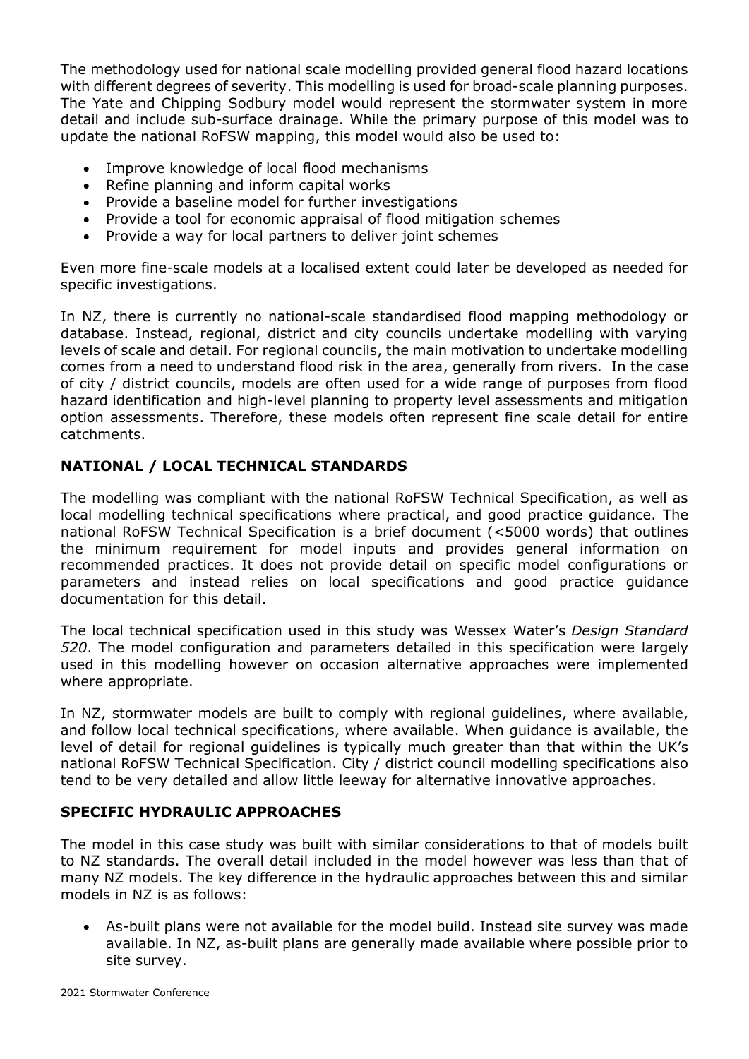The methodology used for national scale modelling provided general flood hazard locations with different degrees of severity. This modelling is used for broad-scale planning purposes. The Yate and Chipping Sodbury model would represent the stormwater system in more detail and include sub-surface drainage. While the primary purpose of this model was to update the national RoFSW mapping, this model would also be used to:

- Improve knowledge of local flood mechanisms
- Refine planning and inform capital works
- Provide a baseline model for further investigations
- Provide a tool for economic appraisal of flood mitigation schemes
- Provide a way for local partners to deliver joint schemes

Even more fine-scale models at a localised extent could later be developed as needed for specific investigations.

In NZ, there is currently no national-scale standardised flood mapping methodology or database. Instead, regional, district and city councils undertake modelling with varying levels of scale and detail. For regional councils, the main motivation to undertake modelling comes from a need to understand flood risk in the area, generally from rivers. In the case of city / district councils, models are often used for a wide range of purposes from flood hazard identification and high-level planning to property level assessments and mitigation option assessments. Therefore, these models often represent fine scale detail for entire catchments.

## NATIONAL / LOCAL TECHNICAL STANDARDS

The modelling was compliant with the national RoFSW Technical Specification, as well as local modelling technical specifications where practical, and good practice guidance. The national RoFSW Technical Specification is a brief document (<5000 words) that outlines the minimum requirement for model inputs and provides general information on recommended practices. It does not provide detail on specific model configurations or parameters and instead relies on local specifications and good practice guidance documentation for this detail.

The local technical specification used in this study was Wessex Water's *Design Standard 520*. The model configuration and parameters detailed in this specification were largely used in this modelling however on occasion alternative approaches were implemented where appropriate.

In NZ, stormwater models are built to comply with regional guidelines, where available, and follow local technical specifications, where available. When guidance is available, the level of detail for regional guidelines is typically much greater than that within the UK's national RoFSW Technical Specification. City / district council modelling specifications also tend to be very detailed and allow little leeway for alternative innovative approaches.

## SPECIFIC HYDRAULIC APPROACHES

The model in this case study was built with similar considerations to that of models built to NZ standards. The overall detail included in the model however was less than that of many NZ models. The key difference in the hydraulic approaches between this and similar models in NZ is as follows:

- As-built plans were not available for the model build. Instead site survey was made available. In NZ, as-built plans are generally made available where possible prior to site survey.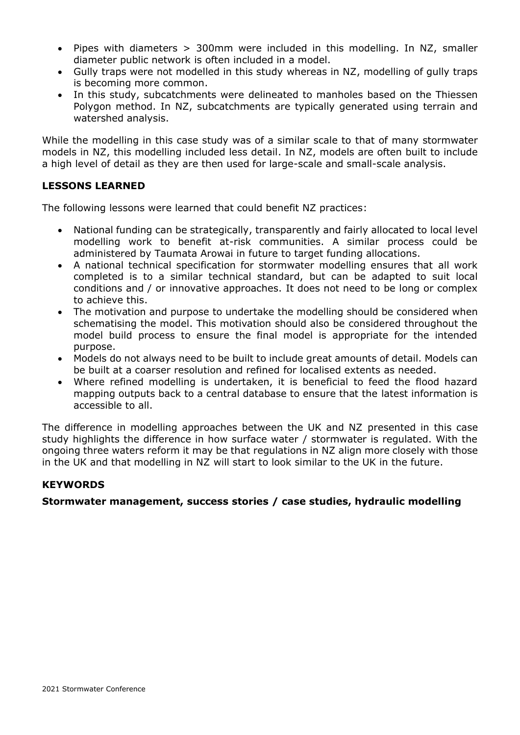- Pipes with diameters > 300mm were included in this modelling. In NZ, smaller diameter public network is often included in a model.
- Gully traps were not modelled in this study whereas in NZ, modelling of gully traps is becoming more common.
- In this study, subcatchments were delineated to manholes based on the Thiessen Polygon method. In NZ, subcatchments are typically generated using terrain and watershed analysis.

While the modelling in this case study was of a similar scale to that of many stormwater models in NZ, this modelling included less detail. In NZ, models are often built to include a high level of detail as they are then used for large-scale and small-scale analysis.

## LESSONS LEARNED

The following lessons were learned that could benefit NZ practices:

- National funding can be strategically, transparently and fairly allocated to local level modelling work to benefit at-risk communities. A similar process could be administered by Taumata Arowai in future to target funding allocations.
- A national technical specification for stormwater modelling ensures that all work completed is to a similar technical standard, but can be adapted to suit local conditions and / or innovative approaches. It does not need to be long or complex to achieve this.
- The motivation and purpose to undertake the modelling should be considered when schematising the model. This motivation should also be considered throughout the model build process to ensure the final model is appropriate for the intended purpose.
- Models do not always need to be built to include great amounts of detail. Models can be built at a coarser resolution and refined for localised extents as needed.
- Where refined modelling is undertaken, it is beneficial to feed the flood hazard mapping outputs back to a central database to ensure that the latest information is accessible to all.

The difference in modelling approaches between the UK and NZ presented in this case study highlights the difference in how surface water / stormwater is regulated. With the ongoing three waters reform it may be that regulations in NZ align more closely with those in the UK and that modelling in NZ will start to look similar to the UK in the future.

## KEYWORDS

**Stormwater management, success stories / case studies, hydraulic modelling**